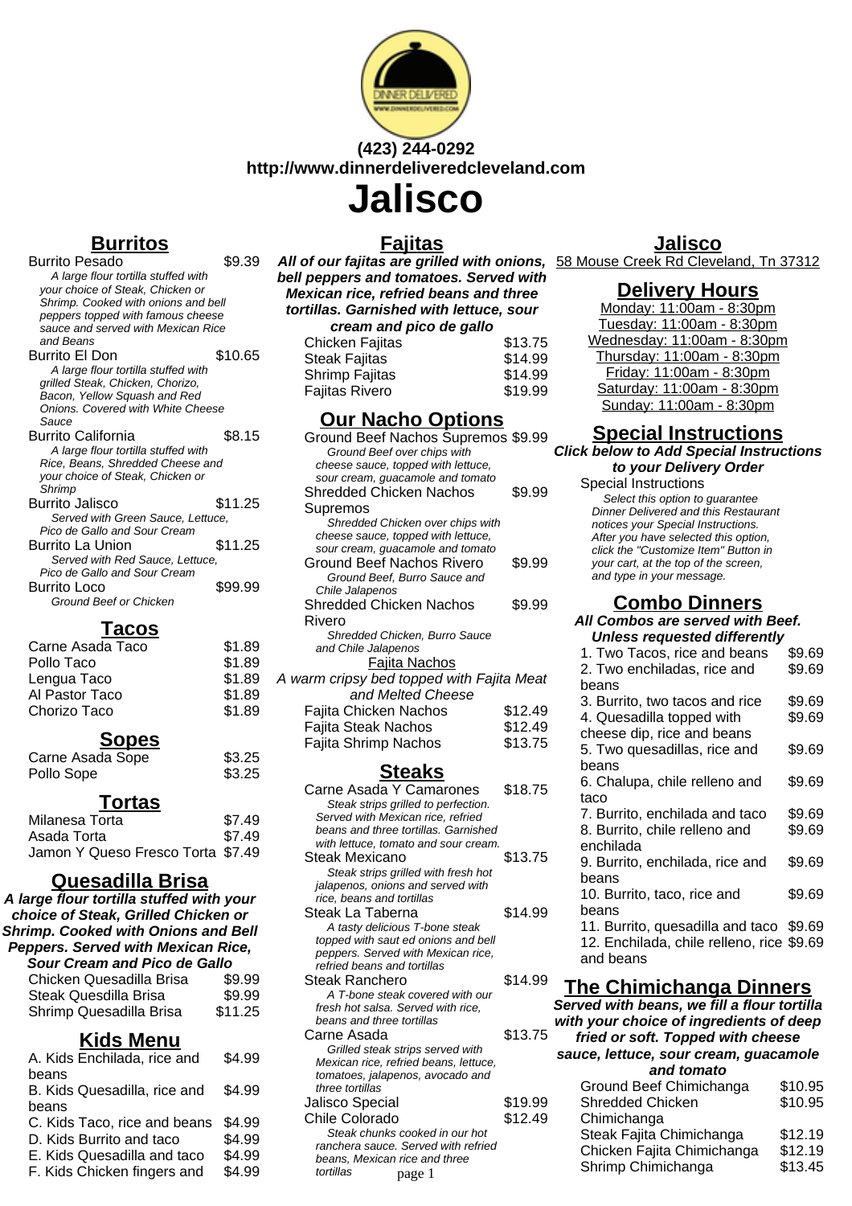(423) 244-0292
http://www.dinnerdeliveredcleveland.com

# Jalisco

## Burritos

Burrito Pesado $9.39
*A large flour tortilla stuffed with your choice of Steak, Chicken or Shrimp. Cooked with onions and bell peppers topped with famous cheese sauce and served with Mexican Rice and Beans*

Burrito El Don $10.65
*A large flour tortilla stuffed with grilled Steak, Chicken, Chorizo, Bacon, Yellow Squash and Red Onions. Covered with White Cheese Sauce*

Burrito California $8.15
*A large flour tortilla stuffed with Rice, Beans, Shredded Cheese and your choice of Steak, Chicken or Shrimp*

Burrito Jalisco $11.25
*Served with Green Sauce, Lettuce, Pico de Gallo and Sour Cream*

Burrito La Union $11.25
*Served with Red Sauce, Lettuce, Pico de Gallo and Sour Cream*

Burrito Loco $99.99
*Ground Beef or Chicken*

## Tacos

| Item | Price |
|---|---|
| Carne Asada Taco | $1.89 |
| Pollo Taco | $1.89 |
| Lengua Taco | $1.89 |
| Al Pastor Taco | $1.89 |
| Chorizo Taco | $1.89 |

## Sopes

| Item | Price |
|---|---|
| Carne Asada Sope | $3.25 |
| Pollo Sope | $3.25 |

## Tortas

| Item | Price |
|---|---|
| Milanesa Torta | $7.49 |
| Asada Torta | $7.49 |
| Jamon Y Queso Fresco Torta | $7.49 |

## Quesadilla Brisa

***A large flour tortilla stuffed with your choice of Steak, Grilled Chicken or Shrimp. Cooked with Onions and Bell Peppers. Served with Mexican Rice, Sour Cream and Pico de Gallo***

| Item | Price |
|---|---|
| Chicken Quesadilla Brisa | $9.99 |
| Steak Quesdilla Brisa | $9.99 |
| Shrimp Quesadilla Brisa | $11.25 |

## Kids Menu

| Item | Price |
|---|---|
| A. Kids Enchilada, rice and beans | $4.99 |
| B. Kids Quesadilla, rice and beans | $4.99 |
| C. Kids Taco, rice and beans | $4.99 |
| D. Kids Burrito and taco | $4.99 |
| E. Kids Quesadilla and taco | $4.99 |
| F. Kids Chicken fingers and | $4.99 |

## Fajitas

***All of our fajitas are grilled with onions, bell peppers and tomatoes. Served with Mexican rice, refried beans and three tortillas. Garnished with lettuce, sour cream and pico de gallo***

| Item | Price |
|---|---|
| Chicken Fajitas | $13.75 |
| Steak Fajitas | $14.99 |
| Shrimp Fajitas | $14.99 |
| Fajitas Rivero | $19.99 |

## Our Nacho Options

Ground Beef Nachos Supremos $9.99
*Ground Beef over chips with cheese sauce, topped with lettuce, sour cream, guacamole and tomato*

Shredded Chicken Nachos Supremos $9.99
*Shredded Chicken over chips with cheese sauce, topped with lettuce, sour cream, guacamole and tomato*

Ground Beef Nachos Rivero $9.99
*Ground Beef, Burro Sauce and Chile Jalapenos*

Shredded Chicken Nachos Rivero $9.99
*Shredded Chicken, Burro Sauce and Chile Jalapenos*

### Fajita Nachos

*A warm cripsy bed topped with Fajita Meat and Melted Cheese*

| Item | Price |
|---|---|
| Fajita Chicken Nachos | $12.49 |
| Fajita Steak Nachos | $12.49 |
| Fajita Shrimp Nachos | $13.75 |

## Steaks

Carne Asada Y Camarones $18.75
*Steak strips grilled to perfection. Served with Mexican rice, refried beans and three tortillas. Garnished with lettuce, tomato and sour cream.*

Steak Mexicano $13.75
*Steak strips grilled with fresh hot jalapenos, onions and served with rice, beans and tortillas*

Steak La Taberna $14.99
*A tasty delicious T-bone steak topped with saut ed onions and bell peppers. Served with Mexican rice, refried beans and tortillas*

Steak Ranchero $14.99
*A T-bone steak covered with our fresh hot salsa. Served with rice, beans and three tortillas*

Carne Asada $13.75
*Grilled steak strips served with Mexican rice, refried beans, lettuce, tomatoes, jalapenos, avocado and three tortillas*

Jalisco Special $19.99

Chile Colorado $12.49
*Steak chunks cooked in our hot ranchera sauce. Served with refried beans, Mexican rice and three tortillas*

## Jalisco

58 Mouse Creek Rd Cleveland, Tn 37312

## Delivery Hours

Monday: 11:00am - 8:30pm
Tuesday: 11:00am - 8:30pm
Wednesday: 11:00am - 8:30pm
Thursday: 11:00am - 8:30pm
Friday: 11:00am - 8:30pm
Saturday: 11:00am - 8:30pm
Sunday: 11:00am - 8:30pm

## Special Instructions

***Click below to Add Special Instructions to your Delivery Order***

Special Instructions
*Select this option to guarantee Dinner Delivered and this Restaurant notices your Special Instructions. After you have selected this option, click the "Customize Item" Button in your cart, at the top of the screen, and type in your message.*

## Combo Dinners

***All Combos are served with Beef. Unless requested differently***

| Item | Price |
|---|---|
| 1. Two Tacos, rice and beans | $9.69 |
| 2. Two enchiladas, rice and beans | $9.69 |
| 3. Burrito, two tacos and rice | $9.69 |
| 4. Quesadilla topped with cheese dip, rice and beans | $9.69 |
| 5. Two quesadillas, rice and beans | $9.69 |
| 6. Chalupa, chile relleno and taco | $9.69 |
| 7. Burrito, enchilada and taco | $9.69 |
| 8. Burrito, chile relleno and enchilada | $9.69 |
| 9. Burrito, enchilada, rice and beans | $9.69 |
| 10. Burrito, taco, rice and beans | $9.69 |
| 11. Burrito, quesadilla and taco | $9.69 |
| 12. Enchilada, chile relleno, rice and beans | $9.69 |

## The Chimichanga Dinners

***Served with beans, we fill a flour tortilla with your choice of ingredients of deep fried or soft. Topped with cheese sauce, lettuce, sour cream, guacamole and tomato***

| Item | Price |
|---|---|
| Ground Beef Chimichanga | $10.95 |
| Shredded Chicken Chimichanga | $10.95 |
| Steak Fajita Chimichanga | $12.19 |
| Chicken Fajita Chimichanga | $12.19 |
| Shrimp Chimichanga | $13.45 |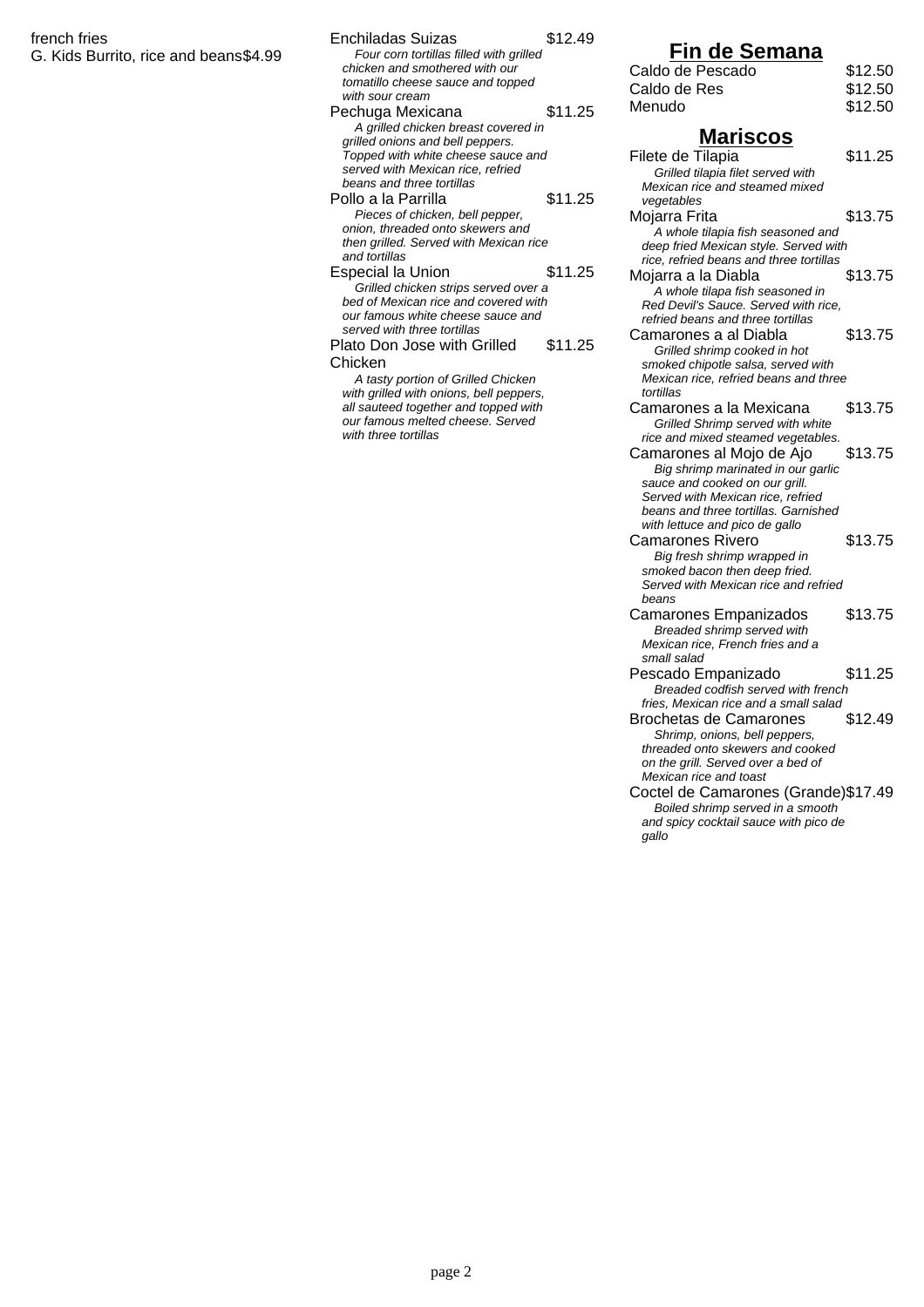french fries

G. Kids Burrito, rice and beans $4.99

Enchiladas Suizas $12.49
*Four corn tortillas filled with grilled chicken and smothered with our tomatillo cheese sauce and topped with sour cream*

Pechuga Mexicana $11.25
*A grilled chicken breast covered in grilled onions and bell peppers. Topped with white cheese sauce and served with Mexican rice, refried beans and three tortillas*

Pollo a la Parrilla $11.25
*Pieces of chicken, bell pepper, onion, threaded onto skewers and then grilled. Served with Mexican rice and tortillas*

Especial la Union $11.25
*Grilled chicken strips served over a bed of Mexican rice and covered with our famous white cheese sauce and served with three tortillas*

Plato Don Jose with Grilled Chicken $11.25
*A tasty portion of Grilled Chicken with grilled with onions, bell peppers, all sauteed together and topped with our famous melted cheese. Served with three tortillas*

## Fin de Semana

Caldo de Pescado $12.50

Caldo de Res $12.50

Menudo $12.50

## Mariscos

Filete de Tilapia $11.25
*Grilled tilapia filet served with Mexican rice and steamed mixed vegetables*

Mojarra Frita $13.75
*A whole tilapia fish seasoned and deep fried Mexican style. Served with rice, refried beans and three tortillas*

Mojarra a la Diabla $13.75
*A whole tilapa fish seasoned in Red Devil's Sauce. Served with rice, refried beans and three tortillas*

Camarones a al Diabla $13.75
*Grilled shrimp cooked in hot smoked chipotle salsa, served with Mexican rice, refried beans and three tortillas*

Camarones a la Mexicana $13.75
*Grilled Shrimp served with white rice and mixed steamed vegetables.*

Camarones al Mojo de Ajo $13.75
*Big shrimp marinated in our garlic sauce and cooked on our grill. Served with Mexican rice, refried beans and three tortillas. Garnished with lettuce and pico de gallo*

Camarones Rivero $13.75
*Big fresh shrimp wrapped in smoked bacon then deep fried. Served with Mexican rice and refried beans*

Camarones Empanizados $13.75
*Breaded shrimp served with Mexican rice, French fries and a small salad*

Pescado Empanizado $11.25
*Breaded codfish served with french fries, Mexican rice and a small salad*

Brochetas de Camarones $12.49
*Shrimp, onions, bell peppers, threaded onto skewers and cooked on the grill. Served over a bed of Mexican rice and toast*

Coctel de Camarones (Grande) $17.49
*Boiled shrimp served in a smooth and spicy cocktail sauce with pico de gallo*